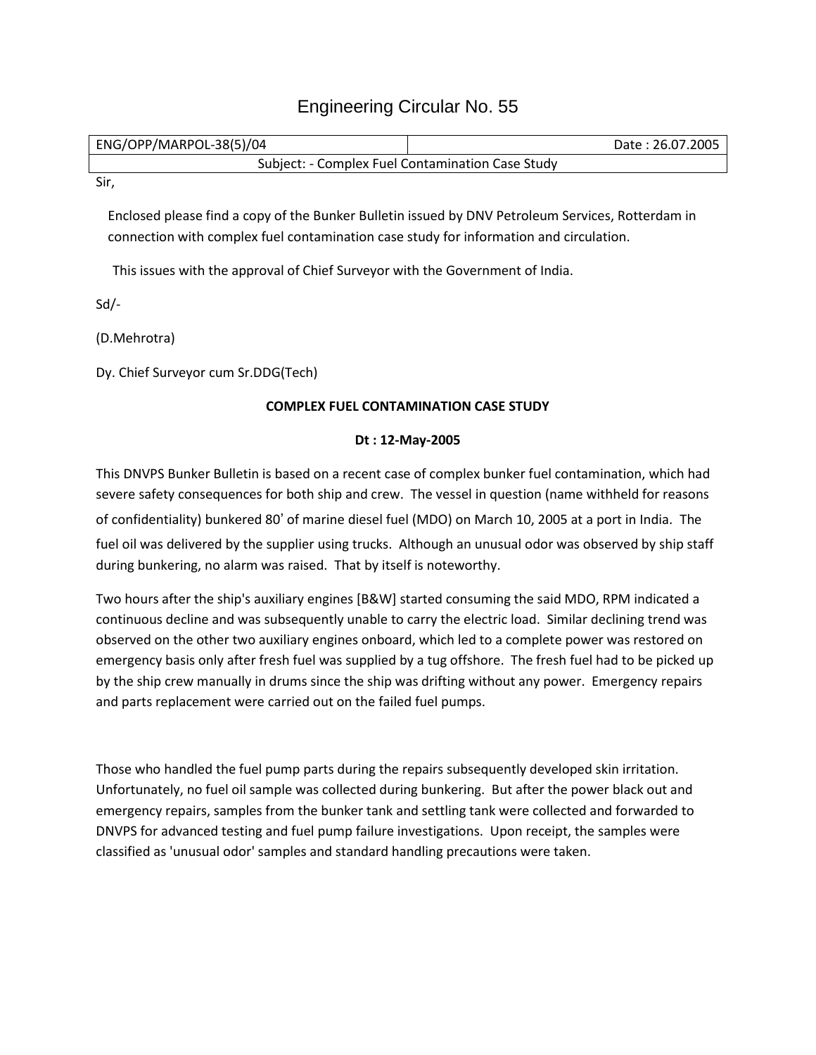# Engineering Circular No. 55

| ENG/OPP/MARPOL-38(5)/04 | Date : 26.07.2005 |
|---|---|
| Subject: - Complex Fuel Contamination Case Study | |

Sir,

Enclosed please find a copy of the Bunker Bulletin issued by DNV Petroleum Services, Rotterdam in connection with complex fuel contamination case study for information and circulation.

This issues with the approval of Chief Surveyor with the Government of India.

Sd/-

(D.Mehrotra)

Dy. Chief Surveyor cum Sr.DDG(Tech)

**COMPLEX FUEL CONTAMINATION CASE STUDY**

**Dt : 12-May-2005**

This DNVPS Bunker Bulletin is based on a recent case of complex bunker fuel contamination, which had severe safety consequences for both ship and crew. The vessel in question (name withheld for reasons of confidentiality) bunkered 80' of marine diesel fuel (MDO) on March 10, 2005 at a port in India. The fuel oil was delivered by the supplier using trucks. Although an unusual odor was observed by ship staff during bunkering, no alarm was raised. That by itself is noteworthy.

Two hours after the ship's auxiliary engines [B&W] started consuming the said MDO, RPM indicated a continuous decline and was subsequently unable to carry the electric load. Similar declining trend was observed on the other two auxiliary engines onboard, which led to a complete power was restored on emergency basis only after fresh fuel was supplied by a tug offshore. The fresh fuel had to be picked up by the ship crew manually in drums since the ship was drifting without any power. Emergency repairs and parts replacement were carried out on the failed fuel pumps.

Those who handled the fuel pump parts during the repairs subsequently developed skin irritation. Unfortunately, no fuel oil sample was collected during bunkering. But after the power black out and emergency repairs, samples from the bunker tank and settling tank were collected and forwarded to DNVPS for advanced testing and fuel pump failure investigations. Upon receipt, the samples were classified as 'unusual odor' samples and standard handling precautions were taken.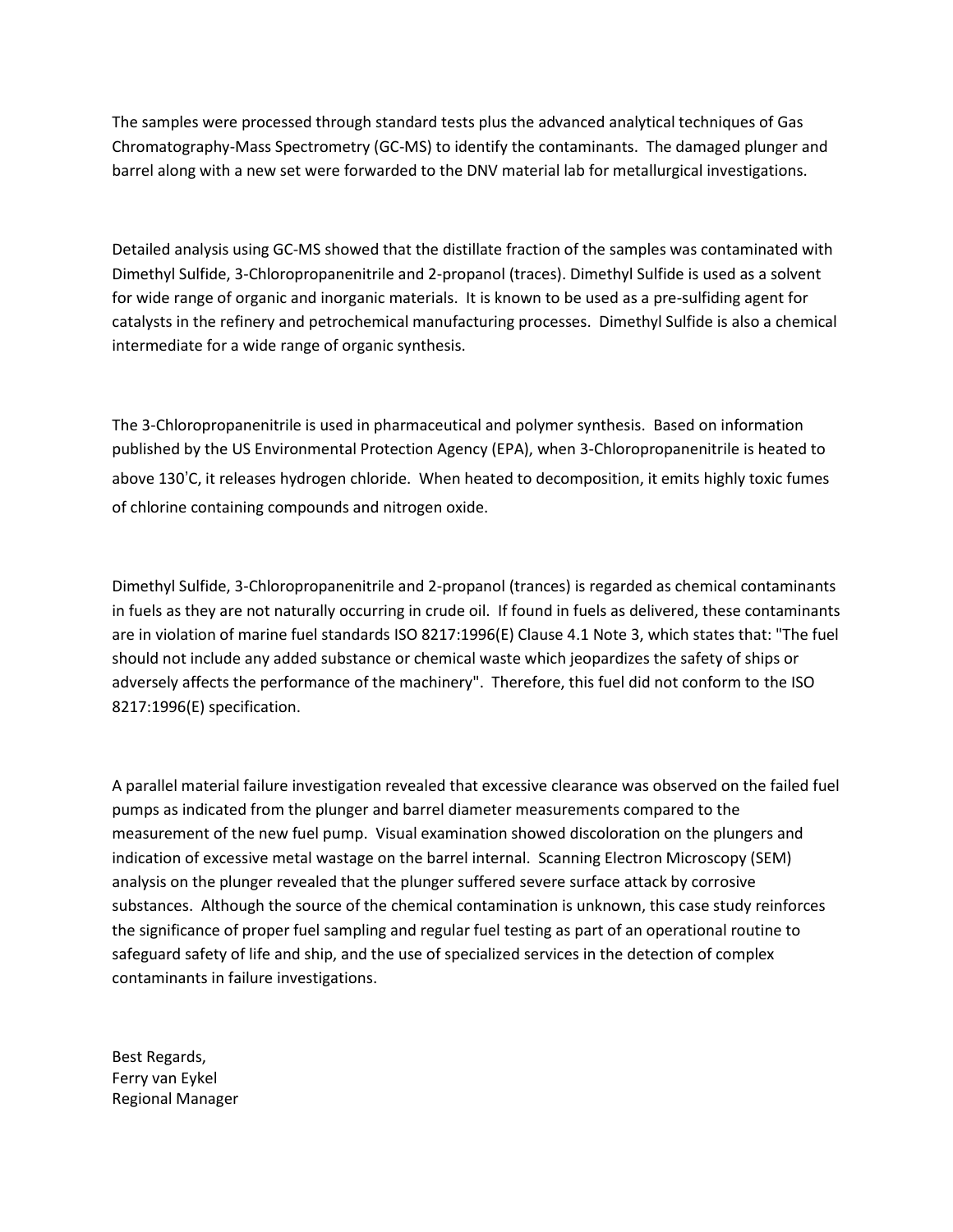The samples were processed through standard tests plus the advanced analytical techniques of Gas Chromatography-Mass Spectrometry (GC-MS) to identify the contaminants. The damaged plunger and barrel along with a new set were forwarded to the DNV material lab for metallurgical investigations.

Detailed analysis using GC-MS showed that the distillate fraction of the samples was contaminated with Dimethyl Sulfide, 3-Chloropropanenitrile and 2-propanol (traces). Dimethyl Sulfide is used as a solvent for wide range of organic and inorganic materials. It is known to be used as a pre-sulfiding agent for catalysts in the refinery and petrochemical manufacturing processes. Dimethyl Sulfide is also a chemical intermediate for a wide range of organic synthesis.

The 3-Chloropropanenitrile is used in pharmaceutical and polymer synthesis. Based on information published by the US Environmental Protection Agency (EPA), when 3-Chloropropanenitrile is heated to above 130'C, it releases hydrogen chloride. When heated to decomposition, it emits highly toxic fumes of chlorine containing compounds and nitrogen oxide.

Dimethyl Sulfide, 3-Chloropropanenitrile and 2-propanol (trances) is regarded as chemical contaminants in fuels as they are not naturally occurring in crude oil. If found in fuels as delivered, these contaminants are in violation of marine fuel standards ISO 8217:1996(E) Clause 4.1 Note 3, which states that: "The fuel should not include any added substance or chemical waste which jeopardizes the safety of ships or adversely affects the performance of the machinery". Therefore, this fuel did not conform to the ISO 8217:1996(E) specification.

A parallel material failure investigation revealed that excessive clearance was observed on the failed fuel pumps as indicated from the plunger and barrel diameter measurements compared to the measurement of the new fuel pump. Visual examination showed discoloration on the plungers and indication of excessive metal wastage on the barrel internal. Scanning Electron Microscopy (SEM) analysis on the plunger revealed that the plunger suffered severe surface attack by corrosive substances. Although the source of the chemical contamination is unknown, this case study reinforces the significance of proper fuel sampling and regular fuel testing as part of an operational routine to safeguard safety of life and ship, and the use of specialized services in the detection of complex contaminants in failure investigations.

Best Regards,
Ferry van Eykel
Regional Manager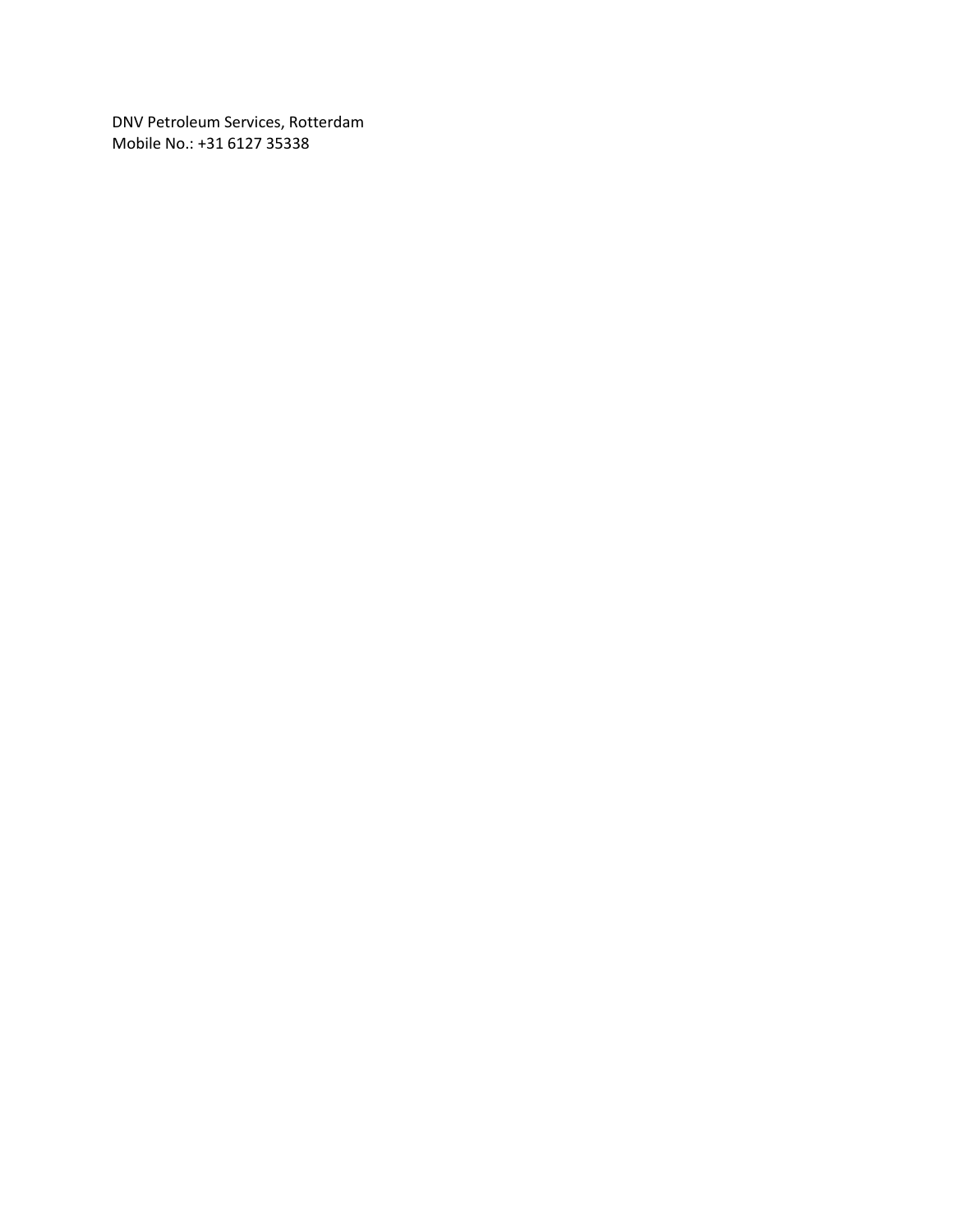DNV Petroleum Services, Rotterdam
Mobile No.: +31 6127 35338